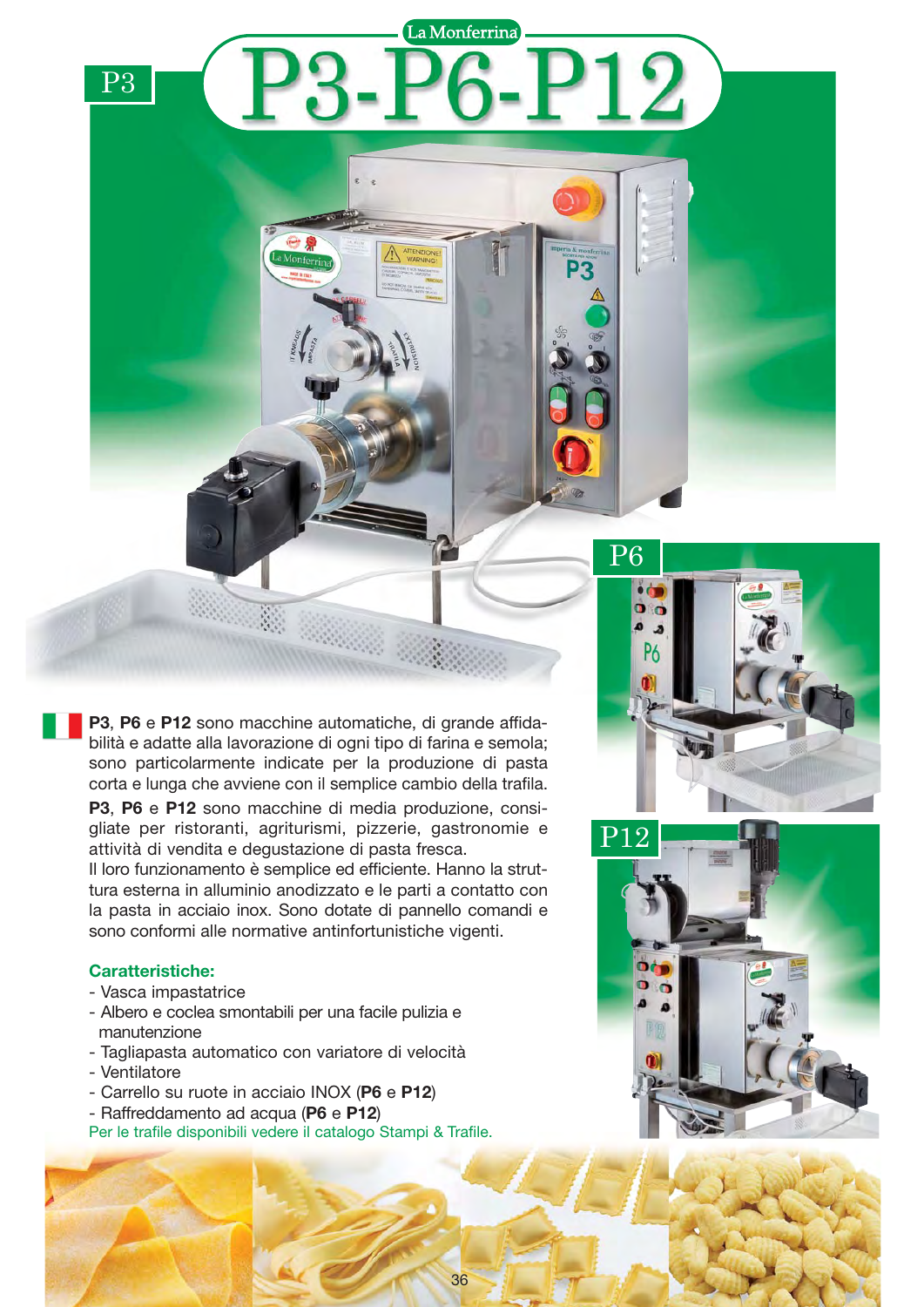# P3-P6-P12

**P3**, **P6** e **P12** sono macchine automatiche, di grande affidabilità e adatte alla lavorazione di ogni tipo di farina e semola; sono particolarmente indicate per la produzione di pasta corta e lunga che avviene con il semplice cambio della trafila.

**P3**, **P6** e **P12** sono macchine di media produzione, consigliate per ristoranti, agriturismi, pizzerie, gastronomie e attività di vendita e degustazione di pasta fresca.

Il loro funzionamento è semplice ed efficiente. Hanno la struttura esterna in alluminio anodizzato e le parti a contatto con la pasta in acciaio inox. Sono dotate di pannello comandi e sono conformi alle normative antinfortunistiche vigenti.

### Caratteristiche:

- Vasca impastatrice
- Albero e coclea smontabili per una facile pulizia e manutenzione
- Tagliapasta automatico con variatore di velocità
- Ventilatore
- Carrello su ruote in acciaio INOX (**P6** e **P12**)
- Raffreddamento ad acqua (**P6** e **P12**)

Per le trafile disponibili vedere il catalogo Stampi & Trafile.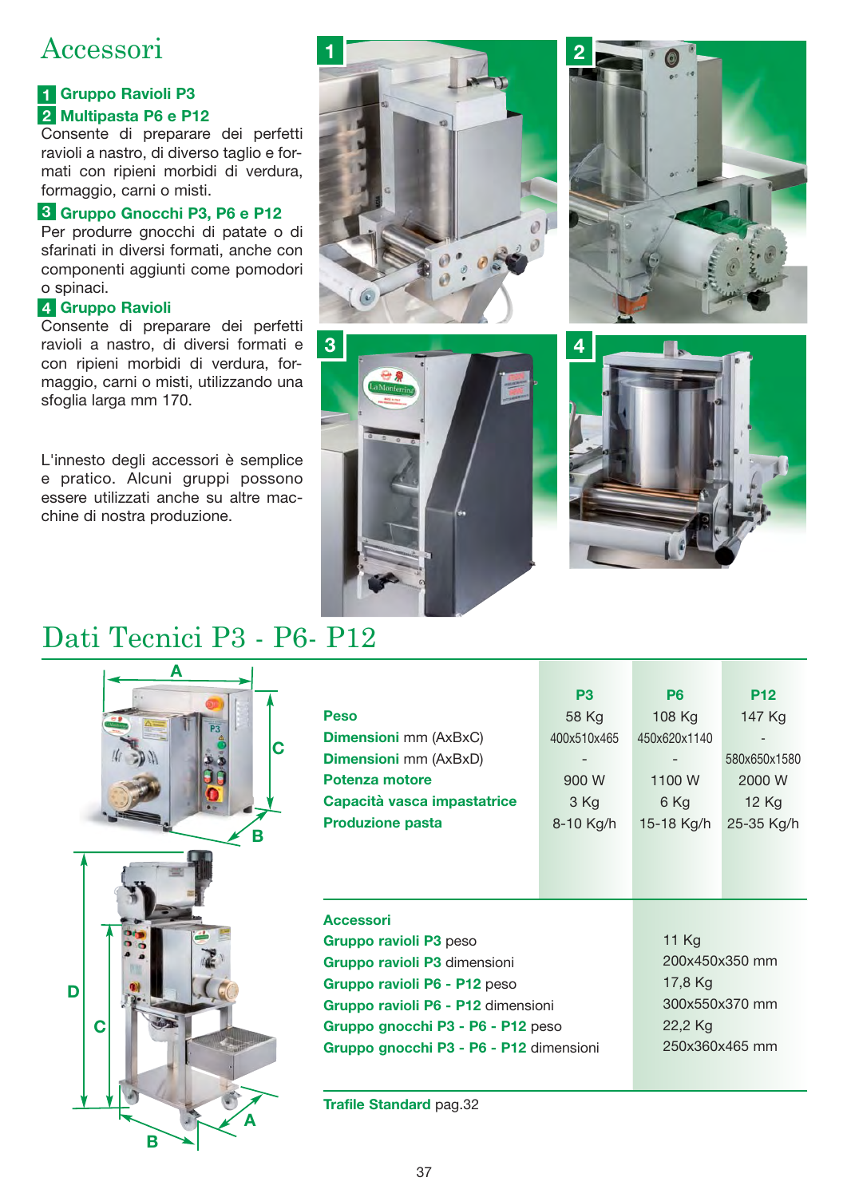# Accessori

**1 Gruppo Ravioli P3**

**2 Multipasta P6 e P12**

Consente di preparare dei perfetti ravioli a nastro, di diverso taglio e formati con ripieni morbidi di verdura, formaggio, carni o misti.

**3 Gruppo Gnocchi P3, P6 e P12**

Per produrre gnocchi di patate o di sfarinati in diversi formati, anche con componenti aggiunti come pomodori o spinaci.

**4 Gruppo Ravioli**

Consente di preparare dei perfetti ravioli a nastro, di diversi formati e con ripieni morbidi di verdura, formaggio, carni o misti, utilizzando una sfoglia larga mm 170.

L'innesto degli accessori è semplice e pratico. Alcuni gruppi possono essere utilizzati anche su altre macchine di nostra produzione.

# Dati Tecnici P3 - P6- P12

| | P3 | P6 | P12 |
|---|---|---|---|
| **Peso** | 58 Kg | 108 Kg | 147 Kg |
| **Dimensioni** mm (AxBxC) | 400x510x465 | 450x620x1140 | - |
| **Dimensioni** mm (AxBxD) | - | - | 580x650x1580 |
| **Potenza motore** | 900 W | 1100 W | 2000 W |
| **Capacità vasca impastatrice** | 3 Kg | 6 Kg | 12 Kg |
| **Produzione pasta** | 8-10 Kg/h | 15-18 Kg/h | 25-35 Kg/h |

| **Accessori** | |
|---|---|
| **Gruppo ravioli P3** peso | 11 Kg |
| **Gruppo ravioli P3** dimensioni | 200x450x350 mm |
| **Gruppo ravioli P6 - P12** peso | 17,8 Kg |
| **Gruppo ravioli P6 - P12** dimensioni | 300x550x370 mm |
| **Gruppo gnocchi P3 - P6 - P12** peso | 22,2 Kg |
| **Gruppo gnocchi P3 - P6 - P12** dimensioni | 250x360x465 mm |

**Trafile Standard** pag.32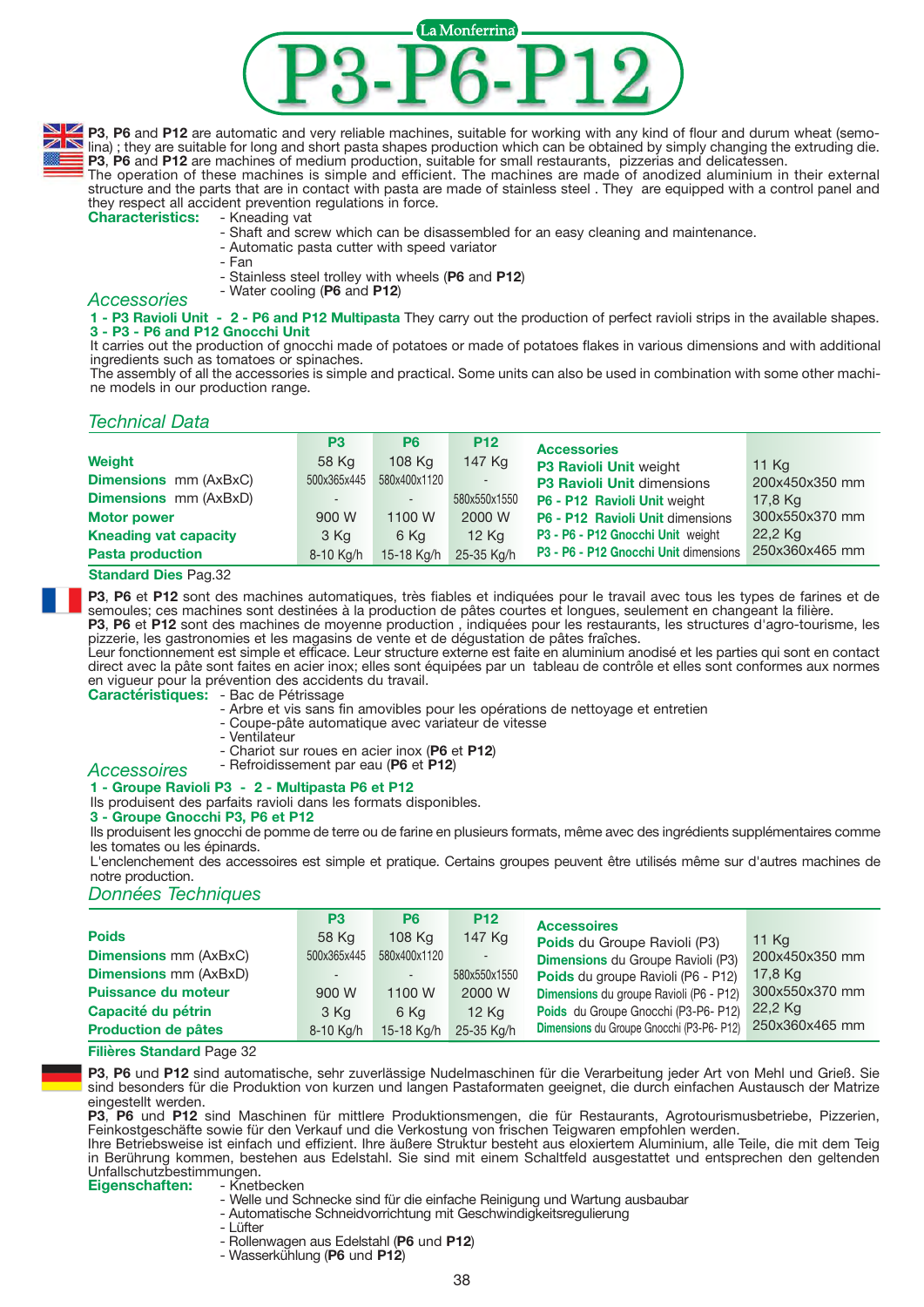# La Monferrina

# P3-P6-P12

**P3**, **P6** and **P12** are automatic and very reliable machines, suitable for working with any kind of flour and durum wheat (semolina) ; they are suitable for long and short pasta shapes production which can be obtained by simply changing the extruding die.
**P3**, **P6** and **P12** are machines of medium production, suitable for small restaurants, pizzerias and delicatessen.
The operation of these machines is simple and efficient. The machines are made of anodized aluminium in their external structure and the parts that are in contact with pasta are made of stainless steel . They are equipped with a control panel and they respect all accident prevention regulations in force.

**Characteristics:**
- Kneading vat
- Shaft and screw which can be disassembled for an easy cleaning and maintenance.
- Automatic pasta cutter with speed variator
- Fan
- Stainless steel trolley with wheels (**P6** and **P12**)
- Water cooling (**P6** and **P12**)

## *Accessories*

**1 - P3 Ravioli Unit - 2 - P6 and P12 Multipasta** They carry out the production of perfect ravioli strips in the available shapes.
**3 - P3 - P6 and P12 Gnocchi Unit**
It carries out the production of gnocchi made of potatoes or made of potatoes flakes in various dimensions and with additional ingredients such as tomatoes or spinaches.
The assembly of all the accessories is simple and practical. Some units can also be used in combination with some other machine models in our production range.

## *Technical Data*

| | P3 | P6 | P12 |
|---|---|---|---|
| **Weight** | 58 Kg | 108 Kg | 147 Kg |
| **Dimensions** mm (AxBxC) | 500x365x445 | 580x400x1120 | - |
| **Dimensions** mm (AxBxD) | - | - | 580x550x1550 |
| **Motor power** | 900 W | 1100 W | 2000 W |
| **Kneading vat capacity** | 3 Kg | 6 Kg | 12 Kg |
| **Pasta production** | 8-10 Kg/h | 15-18 Kg/h | 25-35 Kg/h |

| **Accessories** | |
|---|---|
| **P3 Ravioli Unit** weight | 11 Kg |
| **P3 Ravioli Unit** dimensions | 200x450x350 mm |
| **P6 - P12 Ravioli Unit** weight | 17,8 Kg |
| **P6 - P12 Ravioli Unit** dimensions | 300x550x370 mm |
| **P3 - P6 - P12 Gnocchi Unit** weight | 22,2 Kg |
| **P3 - P6 - P12 Gnocchi Unit** dimensions | 250x360x465 mm |

**Standard Dies** Pag.32

**P3**, **P6** et **P12** sont des machines automatiques, très fiables et indiquées pour le travail avec tous les types de farines et de semoules; ces machines sont destinées à la production de pâtes courtes et longues, seulement en changeant la filière.
**P3**, **P6** et **P12** sont des machines de moyenne production , indiquées pour les restaurants, les structures d'agro-tourisme, les pizzerie, les gastronomies et les magasins de vente et de dégustation de pâtes fraîches.
Leur fonctionnement est simple et efficace. Leur structure externe est faite en aluminium anodisé et les parties qui sont en contact direct avec la pâte sont faites en acier inox; elles sont équipées par un tableau de contrôle et elles sont conformes aux normes en vigueur pour la prévention des accidents du travail.

**Caractéristiques:**
- Bac de Pétrissage
- Arbre et vis sans fin amovibles pour les opérations de nettoyage et entretien
- Coupe-pâte automatique avec variateur de vitesse
- Ventilateur
- Chariot sur roues en acier inox (**P6** et **P12**)
- Refroidissement par eau (**P6** et **P12**)

## *Accessoires*

**1 - Groupe Ravioli P3 - 2 - Multipasta P6 et P12**
Ils produisent des parfaits ravioli dans les formats disponibles.
**3 - Groupe Gnocchi P3, P6 et P12**
Ils produisent les gnocchi de pomme de terre ou de farine en plusieurs formats, même avec des ingrédients supplémentaires comme les tomates ou les épinards.
L'enclenchement des accessoires est simple et pratique. Certains groupes peuvent être utilisés même sur d'autres machines de notre production.

## *Données Techniques*

| | P3 | P6 | P12 |
|---|---|---|---|
| **Poids** | 58 Kg | 108 Kg | 147 Kg |
| **Dimensions** mm (AxBxC) | 500x365x445 | 580x400x1120 | - |
| **Dimensions** mm (AxBxD) | - | - | 580x550x1550 |
| **Puissance du moteur** | 900 W | 1100 W | 2000 W |
| **Capacité du pétrin** | 3 Kg | 6 Kg | 12 Kg |
| **Production de pâtes** | 8-10 Kg/h | 15-18 Kg/h | 25-35 Kg/h |

| **Accessoires** | |
|---|---|
| **Poids** du Groupe Ravioli (P3) | 11 Kg |
| **Dimensions** du Groupe Ravioli (P3) | 200x450x350 mm |
| **Poids** du groupe Ravioli (P6 - P12) | 17,8 Kg |
| **Dimensions** du groupe Ravioli (P6 - P12) | 300x550x370 mm |
| **Poids** du Groupe Gnocchi (P3-P6- P12) | 22,2 Kg |
| **Dimensions** du Groupe Gnocchi (P3-P6- P12) | 250x360x465 mm |

**Filières Standard** Page 32

**P3**, **P6** und **P12** sind automatische, sehr zuverlässige Nudelmaschinen für die Verarbeitung jeder Art von Mehl und Grieß. Sie sind besonders für die Produktion von kurzen und langen Pastaformaten geeignet, die durch einfachen Austausch der Matrize eingestellt werden.
**P3**, **P6** und **P12** sind Maschinen für mittlere Produktionsmengen, die für Restaurants, Agrotourismusbetriebe, Pizzerien, Feinkostgeschäfte sowie für den Verkauf und die Verkostung von frischen Teigwaren empfohlen werden.
Ihre Betriebsweise ist einfach und effizient. Ihre äußere Struktur besteht aus eloxiertem Aluminium, alle Teile, die mit dem Teig in Berührung kommen, bestehen aus Edelstahl. Sie sind mit einem Schaltfeld ausgestattet und entsprechen den geltenden Unfallschutzbestimmungen.

**Eigenschaften:**
- Knetbecken
- Welle und Schnecke sind für die einfache Reinigung und Wartung ausbaubar
- Automatische Schneidvorrichtung mit Geschwindigkeitsregulierung
- Lüfter
- Rollenwagen aus Edelstahl (**P6** und **P12**)
- Wasserkühlung (**P6** und **P12**)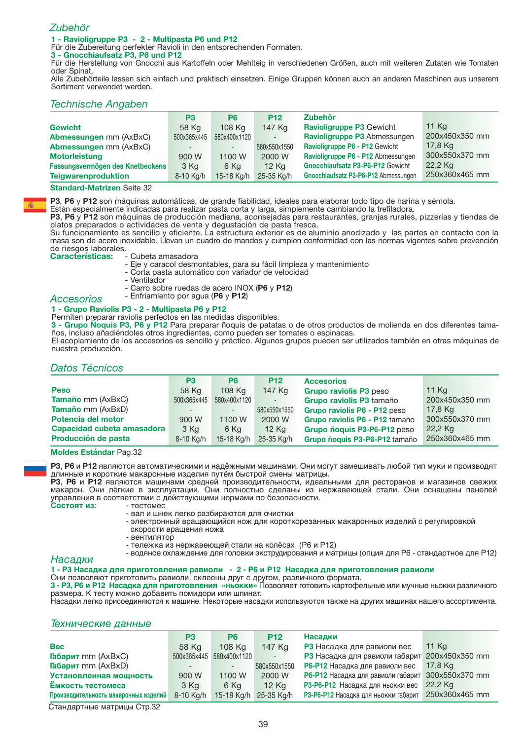## Zubehör

**1 - Ravioligruppe P3 - 2 - Multipasta P6 und P12**
Für die Zubereitung perfekter Ravioli in den entsprechenden Formaten.
**3 - Gnocchiaufsatz P3, P6 und P12**
Für die Herstellung von Gnocchi aus Kartoffeln oder Mehlteig in verschiedenen Größen, auch mit weiteren Zutaten wie Tomaten oder Spinat.
Alle Zubehörteile lassen sich einfach und praktisch einsetzen. Einige Gruppen können auch an anderen Maschinen aus unserem Sortiment verwendet werden.

## Technische Angaben

| | P3 | P6 | P12 | Zubehör | |
|---|---|---|---|---|---|
| **Gewicht** | 58 Kg | 108 Kg | 147 Kg | **Ravioligruppe P3** Gewicht | 11 Kg |
| **Abmessungen** mm (AxBxC) | 500x365x445 | 580x400x1120 | - | **Ravioligruppe P3** Abmessungen | 200x450x350 mm |
| **Abmessungen** mm (AxBxC) | - | - | 580x550x1550 | **Ravioligruppe P6 - P12** Gewicht | 17,8 Kg |
| **Motorleistung** | 900 W | 1100 W | 2000 W | **Ravioligruppe P6 - P12** Abmessungen | 300x550x370 mm |
| **Fassungsvermögen des Knetbeckens** | 3 Kg | 6 Kg | 12 Kg | **Gnocchiaufsatz P3-P6-P12** Gewicht | 22,2 Kg |
| **Teigwarenproduktion** | 8-10 Kg/h | 15-18 Kg/h | 25-35 Kg/h | **Gnocchiaufsatz P3-P6-P12** Abmessungen | 250x360x465 mm |

**Standard-Matrizen** Seite 32

**P3**, **P6** y **P12** son máquinas automáticas, de grande fiabilidad, ideales para elaborar todo tipo de harina y sémola.
Están especialmente indicadas para realizar pasta corta y larga, simplemente cambiando la trefiladora.
**P3**, **P6** y **P12** son máquinas de producción mediana, aconsejadas para restaurantes, granjas rurales, pizzerías y tiendas de platos preparados o actividades de venta y degustación de pasta fresca.
Su funcionamiento es sencillo y eficiente. La estructura exterior es de aluminio anodizado y las partes en contacto con la masa son de acero inoxidable. Llevan un cuadro de mandos y cumplen conformidad con las normas vigentes sobre prevención de riesgos laborales.

**Características:**
- Cubeta amasadora
- Eje y caracol desmontables, para su fácil limpieza y mantenimiento
- Corta pasta automático con variador de velocidad
- Ventilador
- Carro sobre ruedas de acero INOX (**P6** y **P12**)
- Enfriamiento por agua (**P6** y **P12**)

## Accesorios

**1 - Grupo Raviolis P3 - 2 - Multipasta P6 y P12**
Permiten preparar raviolis perfectos en las medidas disponibles.
**3 - Grupo Ñoquis P3, P6 y P12** Para preparar ñoquis de patatas o de otros productos de molienda en dos diferentes tamaños, incluso añadiéndoles otros ingredientes, como pueden ser tomates o espinacas.
El acoplamiento de los accesorios es sencillo y práctico. Algunos grupos pueden ser utilizados también en otras máquinas de nuestra producción.

## Datos Técnicos

| | P3 | P6 | P12 | Accesorios | |
|---|---|---|---|---|---|
| **Peso** | 58 Kg | 108 Kg | 147 Kg | **Grupo raviolis P3** peso | 11 Kg |
| **Tamaño** mm (AxBxC) | 500x365x445 | 580x400x1120 | - | **Grupo raviolis P3** tamaño | 200x450x350 mm |
| **Tamaño** mm (AxBxD) | - | - | 580x550x1550 | **Grupo raviolis P6 - P12** peso | 17,8 Kg |
| **Potencia del motor** | 900 W | 1100 W | 2000 W | **Grupo raviolis P6 - P12** tamaño | 300x550x370 mm |
| **Capacidad cubeta amasadora** | 3 Kg | 6 Kg | 12 Kg | **Grupo ñoquis P3-P6-P12** peso | 22,2 Kg |
| **Producción de pasta** | 8-10 Kg/h | 15-18 Kg/h | 25-35 Kg/h | **Grupo ñoquis P3-P6-P12** tamaño | 250x360x465 mm |

**Moldes Estándar** Pag.32

**P3**, **P6** и **P12** являются автоматическими и надёжными машинами. Они могут замешивать любой тип муки и производят длинные и короткие макаронные изделия путём быстрой смены матрицы.
**P3**, **P6** и **P12** являются машинами средней производительности, идеальными для ресторанов и магазинов свежих макарон. Они лёгкие в эксплуатации. Они полностью сделаны из нержавеющей стали. Они оснащены панелей управления в соответствии с действующими нормами по безопасности.

**Состоят из:**
- тестомес
- вал и шнек легко разбираются для очистки
- электронный вращающийся нож для короткорезанных макаронных изделий с регулировкой скорости вращения ножа
- вентилятор
- тележка из нержавеющей стали на колёсах (P6 и P12)
- водяное охлаждение для головки экструдирования и матрицы (опция для P6 - стандартное для P12)

## Насадки

**1 - P3 Насадка для приготовления равиоли - 2 - P6 и P12 Насадка для приготовления равиоли**
Они позволяют приготовить равиоли, склееные друг с другом, различного формата.
**3 - P3, P6 и P12 Насадка для приготовления «ньокки»** Позволяет готовить картофельные или мучные ньокки различного размера. К тесту можно добавить помидори или шпинат.
Насадки легко присоединяются к машине. Некоторые насадки используются также на других машинах нашего ассортимента.

## Технические данные

| | P3 | P6 | P12 | Насадки | |
|---|---|---|---|---|---|
| **Вес** | 58 Kg | 108 Kg | 147 Kg | **P3** Насадка для равиоли вес | 11 Kg |
| **Габарит** mm (AxBxC) | 500x365x445 | 580x400x1120 | - | **P3** Насадка для равиоли габарит | 200x450x350 mm |
| **Габарит** mm (AxBxD) | - | - | 580x550x1550 | **P6-P12** Насадка для равиоли вес | 17,8 Kg |
| **Установленная мощность** | 900 W | 1100 W | 2000 W | **P6-P12** Насадка для равиоли габарит | 300x550x370 mm |
| **Ёмкость тестомеса** | 3 Kg | 6 Kg | 12 Kg | **P3-P6-P12** Насадка для ньокки вес | 22,2 Kg |
| **Производительность макаронных изделий** | 8-10 Kg/h | 15-18 Kg/h | 25-35 Kg/h | **P3-P6-P12** Насадка для ньокки габарит | 250x360x465 mm |

Стандартные матрицы Стр.32